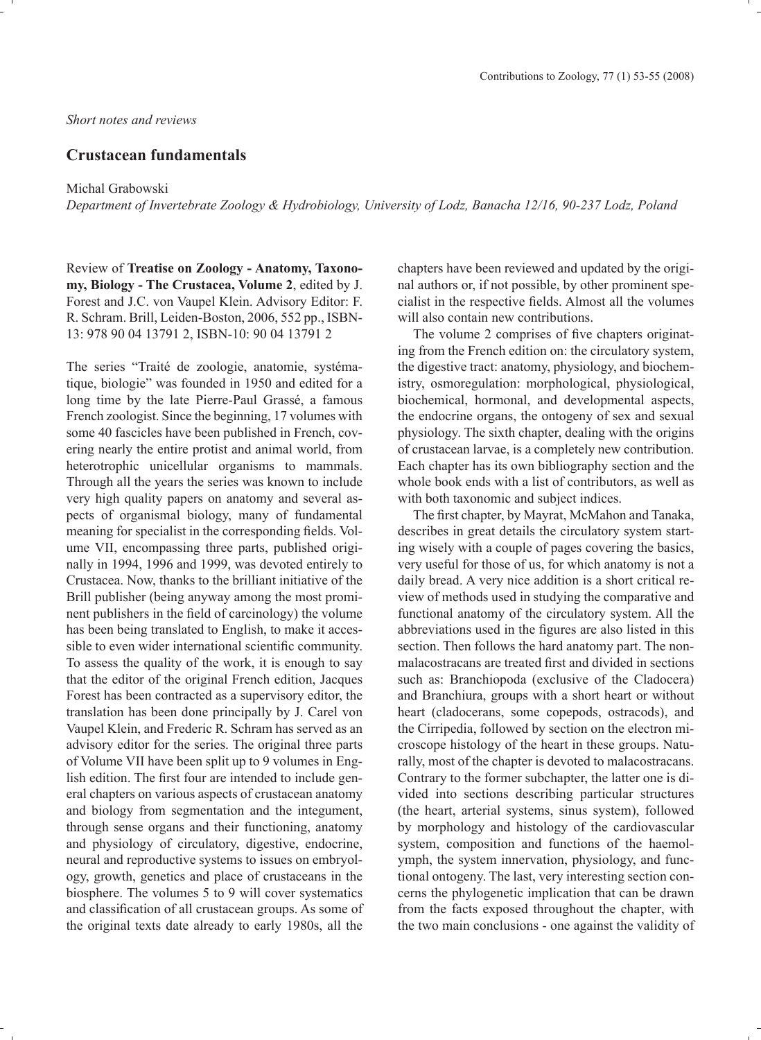*Short notes and reviews*

## Crustacean fundamentals

Michal Grabowski

*Department of Invertebrate Zoology & Hydrobiology, University of Lodz, Banacha 12/16, 90-237 Lodz, Poland*

Review of **Treatise on Zoology - Anatomy, Taxonomy, Biology - The Crustacea, Volume 2**, edited by J. Forest and J.C. von Vaupel Klein. Advisory Editor: F. R. Schram. Brill, Leiden-Boston, 2006, 552 pp., ISBN-13: 978 90 04 13791 2, ISBN-10: 90 04 13791 2

The series "Traité de zoologie, anatomie, systématique, biologie" was founded in 1950 and edited for a long time by the late Pierre-Paul Grassé, a famous French zoologist. Since the beginning, 17 volumes with some 40 fascicles have been published in French, covering nearly the entire protist and animal world, from heterotrophic unicellular organisms to mammals. Through all the years the series was known to include very high quality papers on anatomy and several aspects of organismal biology, many of fundamental meaning for specialist in the corresponding fields. Volume VII, encompassing three parts, published originally in 1994, 1996 and 1999, was devoted entirely to Crustacea. Now, thanks to the brilliant initiative of the Brill publisher (being anyway among the most prominent publishers in the field of carcinology) the volume has been being translated to English, to make it accessible to even wider international scientific community. To assess the quality of the work, it is enough to say that the editor of the original French edition, Jacques Forest has been contracted as a supervisory editor, the translation has been done principally by J. Carel von Vaupel Klein, and Frederic R. Schram has served as an advisory editor for the series. The original three parts of Volume VII have been split up to 9 volumes in English edition. The first four are intended to include general chapters on various aspects of crustacean anatomy and biology from segmentation and the integument, through sense organs and their functioning, anatomy and physiology of circulatory, digestive, endocrine, neural and reproductive systems to issues on embryology, growth, genetics and place of crustaceans in the biosphere. The volumes 5 to 9 will cover systematics and classification of all crustacean groups. As some of the original texts date already to early 1980s, all the chapters have been reviewed and updated by the original authors or, if not possible, by other prominent specialist in the respective fields. Almost all the volumes will also contain new contributions.

The volume 2 comprises of five chapters originating from the French edition on: the circulatory system, the digestive tract: anatomy, physiology, and biochemistry, osmoregulation: morphological, physiological, biochemical, hormonal, and developmental aspects, the endocrine organs, the ontogeny of sex and sexual physiology. The sixth chapter, dealing with the origins of crustacean larvae, is a completely new contribution. Each chapter has its own bibliography section and the whole book ends with a list of contributors, as well as with both taxonomic and subject indices.

The first chapter, by Mayrat, McMahon and Tanaka, describes in great details the circulatory system starting wisely with a couple of pages covering the basics, very useful for those of us, for which anatomy is not a daily bread. A very nice addition is a short critical review of methods used in studying the comparative and functional anatomy of the circulatory system. All the abbreviations used in the figures are also listed in this section. Then follows the hard anatomy part. The non-malacostracans are treated first and divided in sections such as: Branchiopoda (exclusive of the Cladocera) and Branchiura, groups with a short heart or without heart (cladocerans, some copepods, ostracods), and the Cirripedia, followed by section on the electron microscope histology of the heart in these groups. Naturally, most of the chapter is devoted to malacostracans. Contrary to the former subchapter, the latter one is divided into sections describing particular structures (the heart, arterial systems, sinus system), followed by morphology and histology of the cardiovascular system, composition and functions of the haemolymph, the system innervation, physiology, and functional ontogeny. The last, very interesting section concerns the phylogenetic implication that can be drawn from the facts exposed throughout the chapter, with the two main conclusions - one against the validity of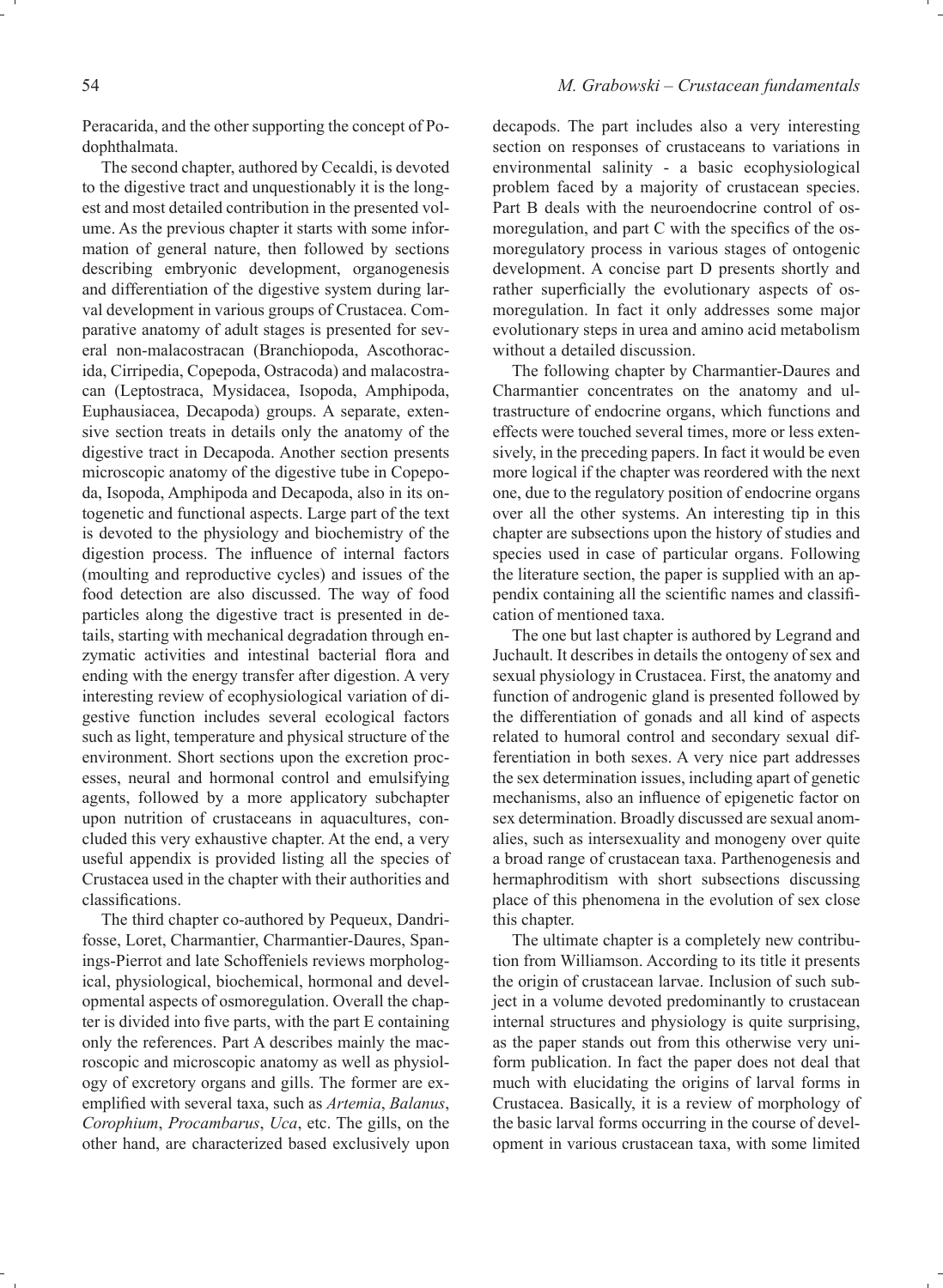Peracarida, and the other supporting the concept of Podophthalmata.

The second chapter, authored by Cecaldi, is devoted to the digestive tract and unquestionably it is the longest and most detailed contribution in the presented volume. As the previous chapter it starts with some information of general nature, then followed by sections describing embryonic development, organogenesis and differentiation of the digestive system during larval development in various groups of Crustacea. Comparative anatomy of adult stages is presented for several non-malacostracan (Branchiopoda, Ascothoracida, Cirripedia, Copepoda, Ostracoda) and malacostracan (Leptostraca, Mysidacea, Isopoda, Amphipoda, Euphausiacea, Decapoda) groups. A separate, extensive section treats in details only the anatomy of the digestive tract in Decapoda. Another section presents microscopic anatomy of the digestive tube in Copepoda, Isopoda, Amphipoda and Decapoda, also in its ontogenetic and functional aspects. Large part of the text is devoted to the physiology and biochemistry of the digestion process. The influence of internal factors (moulting and reproductive cycles) and issues of the food detection are also discussed. The way of food particles along the digestive tract is presented in details, starting with mechanical degradation through enzymatic activities and intestinal bacterial flora and ending with the energy transfer after digestion. A very interesting review of ecophysiological variation of digestive function includes several ecological factors such as light, temperature and physical structure of the environment. Short sections upon the excretion processes, neural and hormonal control and emulsifying agents, followed by a more applicatory subchapter upon nutrition of crustaceans in aquacultures, concluded this very exhaustive chapter. At the end, a very useful appendix is provided listing all the species of Crustacea used in the chapter with their authorities and classifications.

The third chapter co-authored by Pequeux, Dandrifosse, Loret, Charmantier, Charmantier-Daures, Spanings-Pierrot and late Schoffeniels reviews morphological, physiological, biochemical, hormonal and developmental aspects of osmoregulation. Overall the chapter is divided into five parts, with the part E containing only the references. Part A describes mainly the macroscopic and microscopic anatomy as well as physiology of excretory organs and gills. The former are exemplified with several taxa, such as *Artemia*, *Balanus*, *Corophium*, *Procambarus*, *Uca*, etc. The gills, on the other hand, are characterized based exclusively upon decapods. The part includes also a very interesting section on responses of crustaceans to variations in environmental salinity - a basic ecophysiological problem faced by a majority of crustacean species. Part B deals with the neuroendocrine control of osmoregulation, and part C with the specifics of the osmoregulatory process in various stages of ontogenic development. A concise part D presents shortly and rather superficially the evolutionary aspects of osmoregulation. In fact it only addresses some major evolutionary steps in urea and amino acid metabolism without a detailed discussion.

The following chapter by Charmantier-Daures and Charmantier concentrates on the anatomy and ultrastructure of endocrine organs, which functions and effects were touched several times, more or less extensively, in the preceding papers. In fact it would be even more logical if the chapter was reordered with the next one, due to the regulatory position of endocrine organs over all the other systems. An interesting tip in this chapter are subsections upon the history of studies and species used in case of particular organs. Following the literature section, the paper is supplied with an appendix containing all the scientific names and classification of mentioned taxa.

The one but last chapter is authored by Legrand and Juchault. It describes in details the ontogeny of sex and sexual physiology in Crustacea. First, the anatomy and function of androgenic gland is presented followed by the differentiation of gonads and all kind of aspects related to humoral control and secondary sexual differentiation in both sexes. A very nice part addresses the sex determination issues, including apart of genetic mechanisms, also an influence of epigenetic factor on sex determination. Broadly discussed are sexual anomalies, such as intersexuality and monogeny over quite a broad range of crustacean taxa. Parthenogenesis and hermaphroditism with short subsections discussing place of this phenomena in the evolution of sex close this chapter.

The ultimate chapter is a completely new contribution from Williamson. According to its title it presents the origin of crustacean larvae. Inclusion of such subject in a volume devoted predominantly to crustacean internal structures and physiology is quite surprising, as the paper stands out from this otherwise very uniform publication. In fact the paper does not deal that much with elucidating the origins of larval forms in Crustacea. Basically, it is a review of morphology of the basic larval forms occurring in the course of development in various crustacean taxa, with some limited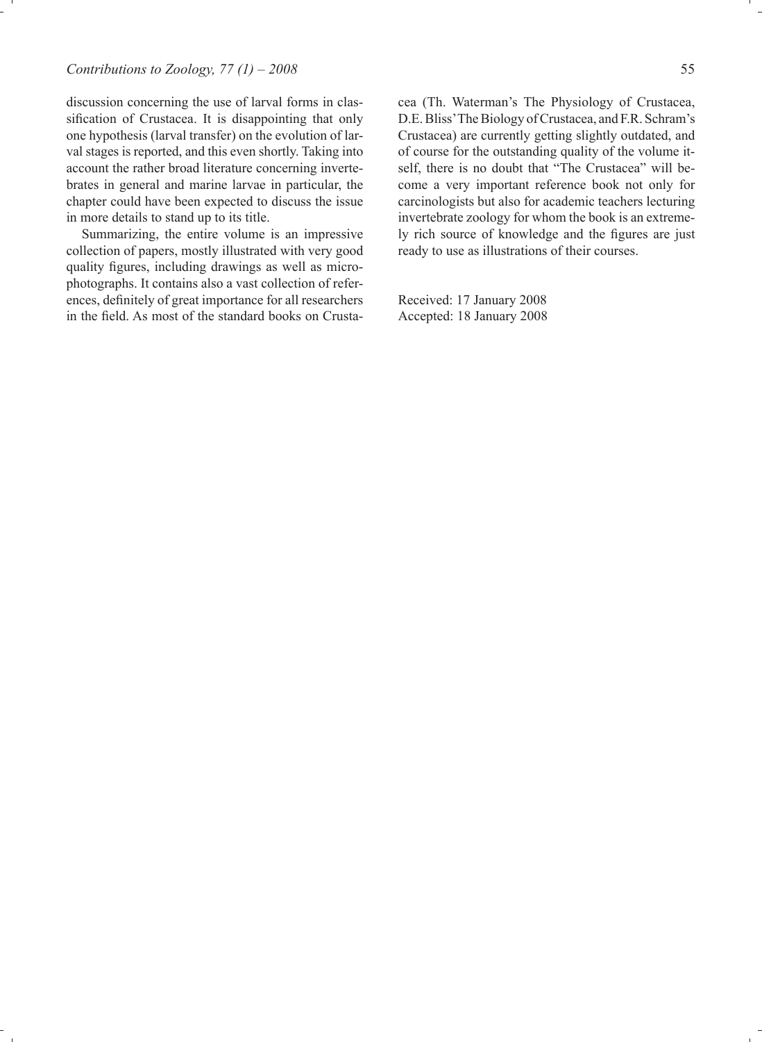discussion concerning the use of larval forms in classification of Crustacea. It is disappointing that only one hypothesis (larval transfer) on the evolution of larval stages is reported, and this even shortly. Taking into account the rather broad literature concerning invertebrates in general and marine larvae in particular, the chapter could have been expected to discuss the issue in more details to stand up to its title.

Summarizing, the entire volume is an impressive collection of papers, mostly illustrated with very good quality figures, including drawings as well as microphotographs. It contains also a vast collection of references, definitely of great importance for all researchers in the field. As most of the standard books on Crustacea (Th. Waterman's The Physiology of Crustacea, D.E. Bliss' The Biology of Crustacea, and F.R. Schram's Crustacea) are currently getting slightly outdated, and of course for the outstanding quality of the volume itself, there is no doubt that "The Crustacea" will become a very important reference book not only for carcinologists but also for academic teachers lecturing invertebrate zoology for whom the book is an extremely rich source of knowledge and the figures are just ready to use as illustrations of their courses.

Received: 17 January 2008
Accepted: 18 January 2008